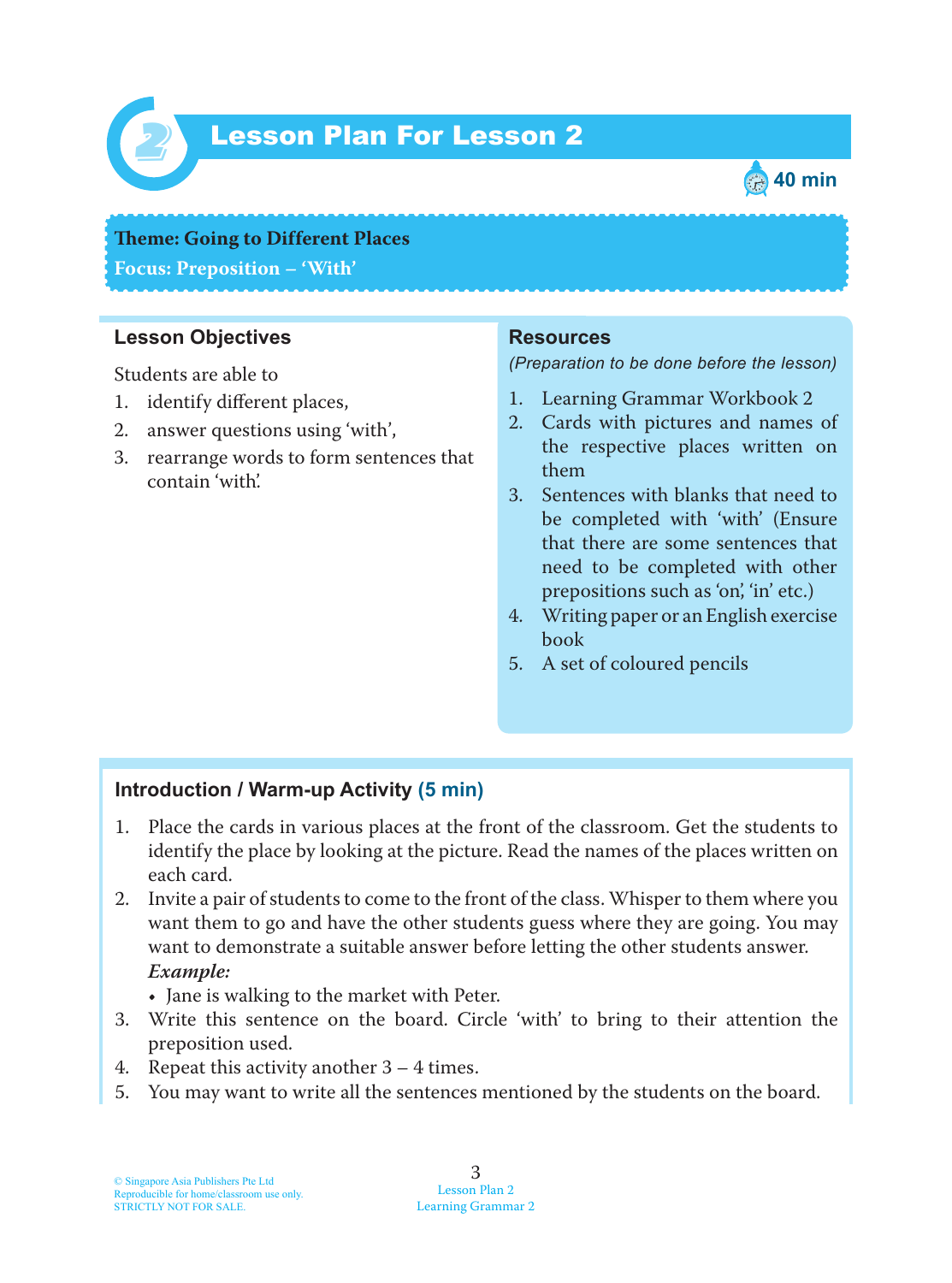# Lesson Plan For Lesson 2

40 min

**Theme: Going to Different Places**

**Focus: Preposition – 'With'**

## Lesson Objectives

Students are able to

1. identify different places,
2. answer questions using 'with',
3. rearrange words to form sentences that contain 'with'.

## Resources

*(Preparation to be done before the lesson)*

1. Learning Grammar Workbook 2
2. Cards with pictures and names of the respective places written on them
3. Sentences with blanks that need to be completed with 'with' (Ensure that there are some sentences that need to be completed with other prepositions such as 'on', 'in' etc.)
4. Writing paper or an English exercise book
5. A set of coloured pencils

## Introduction / Warm-up Activity (5 min)

1. Place the cards in various places at the front of the classroom. Get the students to identify the place by looking at the picture. Read the names of the places written on each card.
2. Invite a pair of students to come to the front of the class. Whisper to them where you want them to go and have the other students guess where they are going. You may want to demonstrate a suitable answer before letting the other students answer.
   ***Example:***
   - Jane is walking to the market with Peter.
3. Write this sentence on the board. Circle 'with' to bring to their attention the preposition used.
4. Repeat this activity another 3 – 4 times.
5. You may want to write all the sentences mentioned by the students on the board.

© Singapore Asia Publishers Pte Ltd
Reproducible for home/classroom use only.
STRICTLY NOT FOR SALE.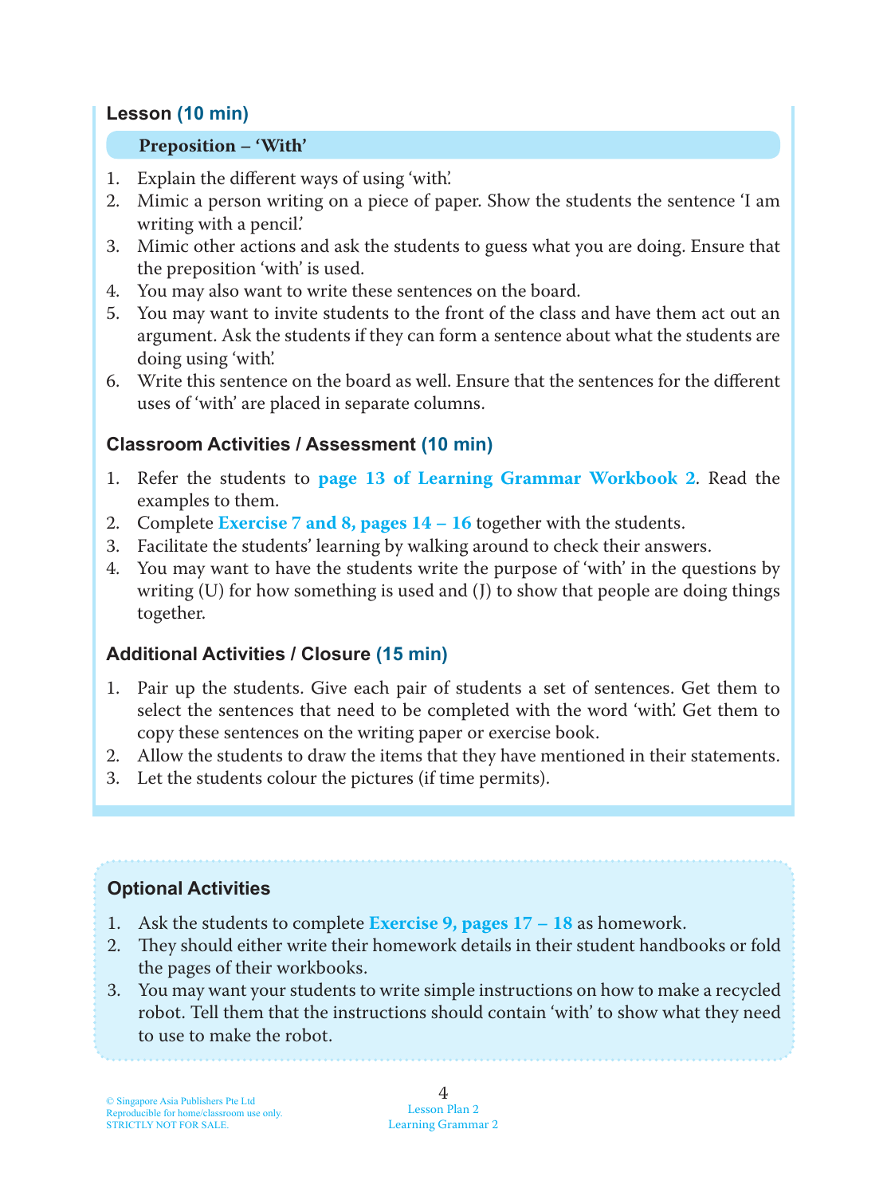## Lesson (10 min)

### Preposition – 'With'

1. Explain the different ways of using 'with'.
2. Mimic a person writing on a piece of paper. Show the students the sentence 'I am writing with a pencil.'
3. Mimic other actions and ask the students to guess what you are doing. Ensure that the preposition 'with' is used.
4. You may also want to write these sentences on the board.
5. You may want to invite students to the front of the class and have them act out an argument. Ask the students if they can form a sentence about what the students are doing using 'with'.
6. Write this sentence on the board as well. Ensure that the sentences for the different uses of 'with' are placed in separate columns.

## Classroom Activities / Assessment (10 min)

1. Refer the students to **page 13 of Learning Grammar Workbook 2**. Read the examples to them.
2. Complete **Exercise 7 and 8, pages 14 – 16** together with the students.
3. Facilitate the students' learning by walking around to check their answers.
4. You may want to have the students write the purpose of 'with' in the questions by writing (U) for how something is used and (J) to show that people are doing things together.

## Additional Activities / Closure (15 min)

1. Pair up the students. Give each pair of students a set of sentences. Get them to select the sentences that need to be completed with the word 'with'. Get them to copy these sentences on the writing paper or exercise book.
2. Allow the students to draw the items that they have mentioned in their statements.
3. Let the students colour the pictures (if time permits).

## Optional Activities

1. Ask the students to complete **Exercise 9, pages 17 – 18** as homework.
2. They should either write their homework details in their student handbooks or fold the pages of their workbooks.
3. You may want your students to write simple instructions on how to make a recycled robot. Tell them that the instructions should contain 'with' to show what they need to use to make the robot.

© Singapore Asia Publishers Pte Ltd
Reproducible for home/classroom use only.
STRICTLY NOT FOR SALE.